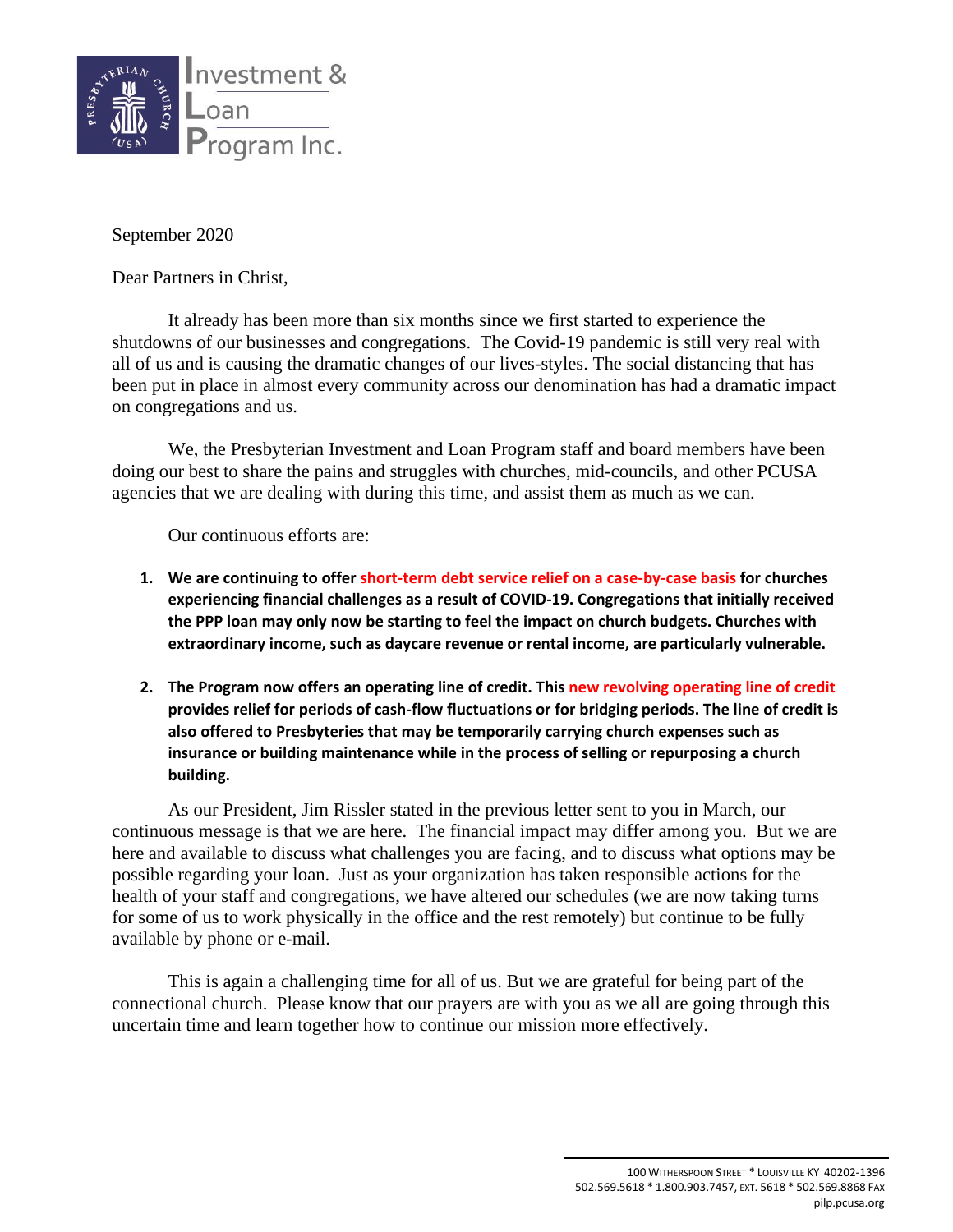Investment & Loan Program Inc.

September 2020

Dear Partners in Christ,

It already has been more than six months since we first started to experience the shutdowns of our businesses and congregations. The Covid-19 pandemic is still very real with all of us and is causing the dramatic changes of our lives-styles. The social distancing that has been put in place in almost every community across our denomination has had a dramatic impact on congregations and us.

We, the Presbyterian Investment and Loan Program staff and board members have been doing our best to share the pains and struggles with churches, mid-councils, and other PCUSA agencies that we are dealing with during this time, and assist them as much as we can.

Our continuous efforts are:

1. **We are continuing to offer short-term debt service relief on a case-by-case basis for churches experiencing financial challenges as a result of COVID-19. Congregations that initially received the PPP loan may only now be starting to feel the impact on church budgets. Churches with extraordinary income, such as daycare revenue or rental income, are particularly vulnerable.**

2. **The Program now offers an operating line of credit. This new revolving operating line of credit provides relief for periods of cash-flow fluctuations or for bridging periods. The line of credit is also offered to Presbyteries that may be temporarily carrying church expenses such as insurance or building maintenance while in the process of selling or repurposing a church building.**

As our President, Jim Rissler stated in the previous letter sent to you in March, our continuous message is that we are here. The financial impact may differ among you. But we are here and available to discuss what challenges you are facing, and to discuss what options may be possible regarding your loan. Just as your organization has taken responsible actions for the health of your staff and congregations, we have altered our schedules (we are now taking turns for some of us to work physically in the office and the rest remotely) but continue to be fully available by phone or e-mail.

This is again a challenging time for all of us. But we are grateful for being part of the connectional church. Please know that our prayers are with you as we all are going through this uncertain time and learn together how to continue our mission more effectively.

100 Witherspoon Street * Louisville KY 40202-1396
502.569.5618 * 1.800.903.7457, ext. 5618 * 502.569.8868 Fax
pilp.pcusa.org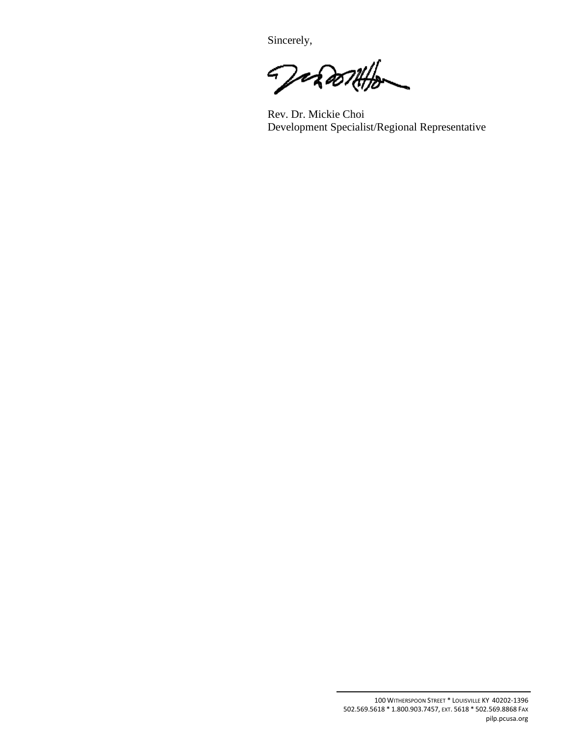Sincerely,

Rev. Dr. Mickie Choi
Development Specialist/Regional Representative

100 WITHERSPOON STREET * LOUISVILLE KY 40202-1396
502.569.5618 * 1.800.903.7457, EXT. 5618 * 502.569.8868 FAX
pilp.pcusa.org